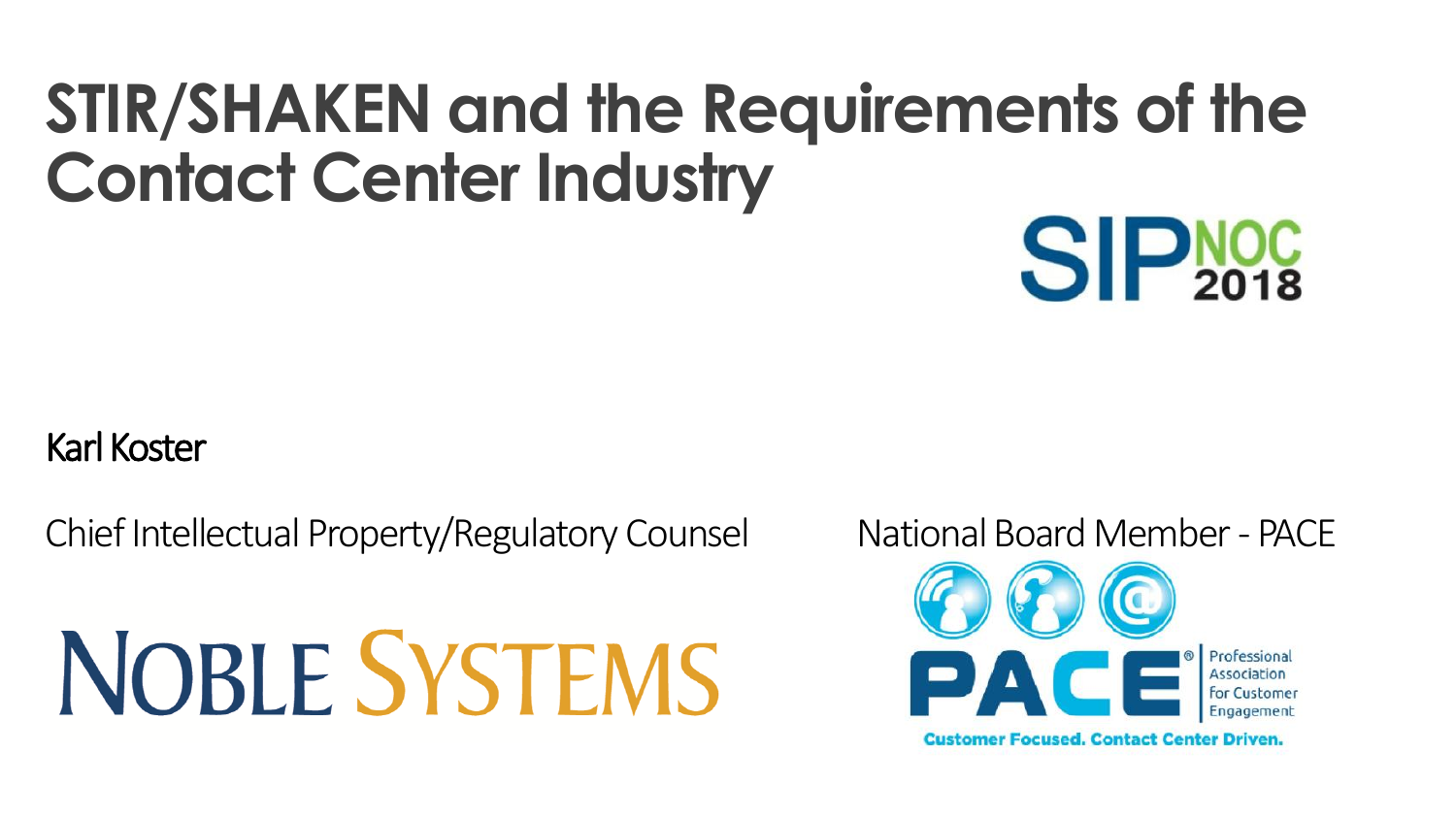# STIR/SHAKEN and the Requirements of the Contact Center Industry

SIP NOC 2018

Karl Koster

Chief Intellectual Property/Regulatory Counsel

NOBLE SYSTEMS

National Board Member - PACE

PACE® Professional Association for Customer Engagement

Customer Focused. Contact Center Driven.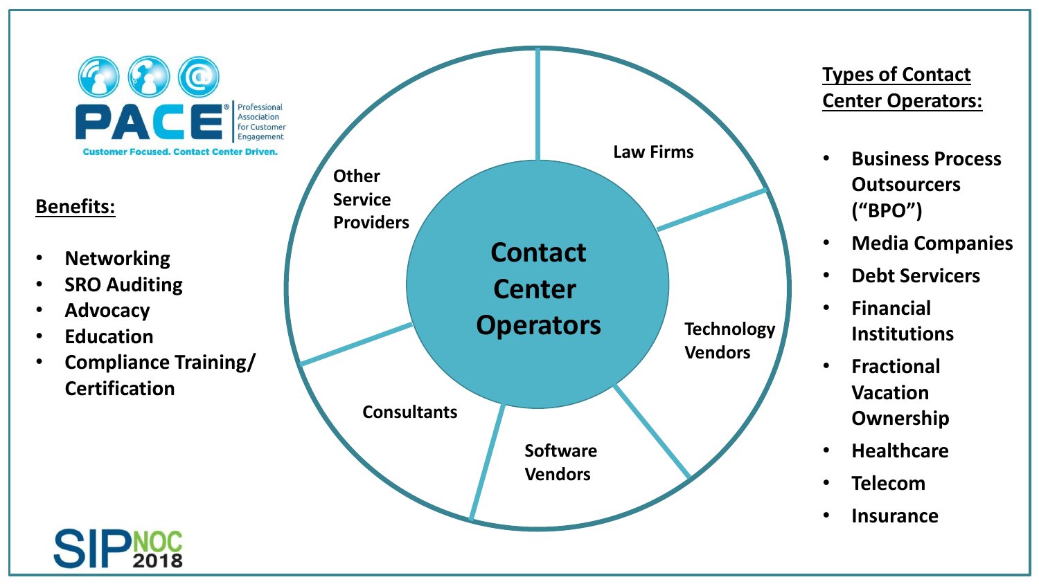PACE® Professional Association for Customer Engagement

Customer Focused. Contact Center Driven.

## Benefits:

- Networking
- SRO Auditing
- Advocacy
- Education
- Compliance Training/ Certification

## Contact Center Operators

- Law Firms
- Technology Vendors
- Software Vendors
- Consultants
- Other Service Providers

## Types of Contact Center Operators:

- Business Process Outsourcers ("BPO")
- Media Companies
- Debt Servicers
- Financial Institutions
- Fractional Vacation Ownership
- Healthcare
- Telecom
- Insurance

SIPNOC 2018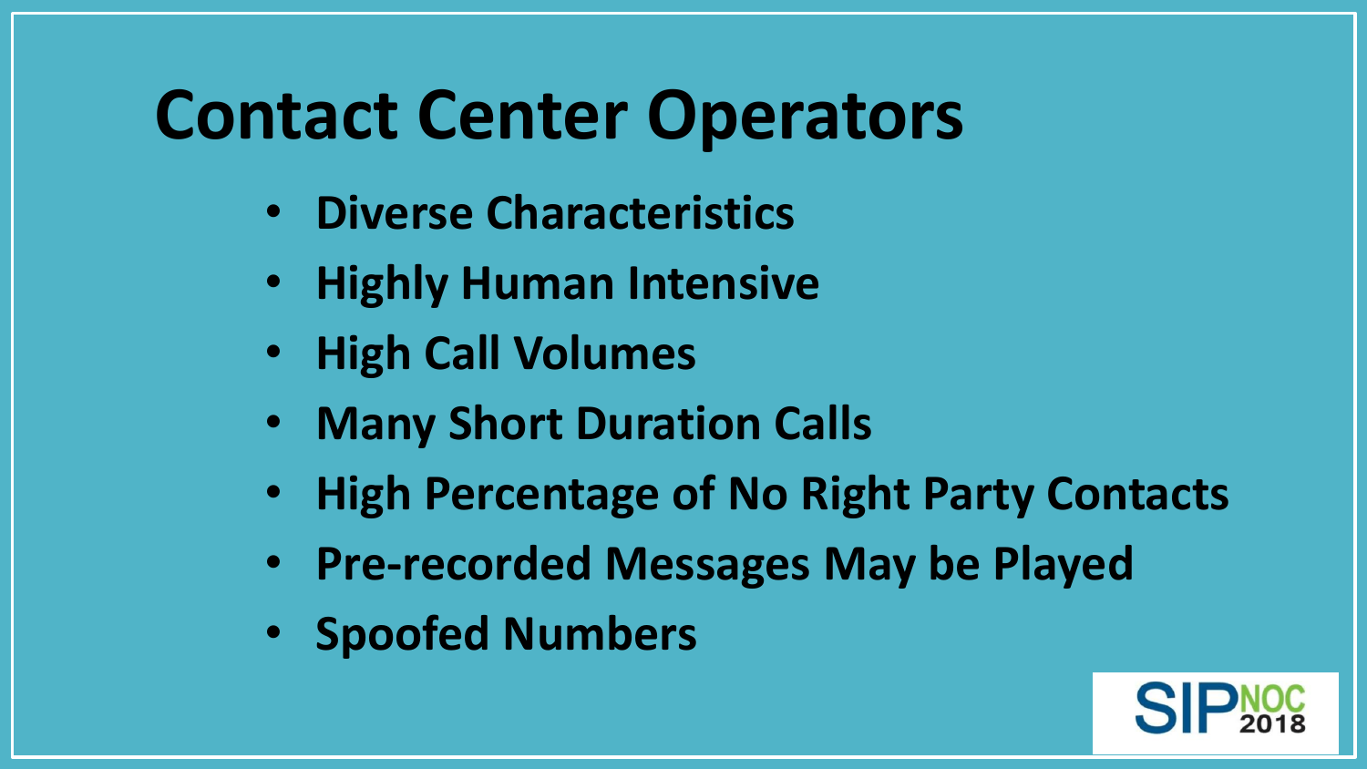# Contact Center Operators

- Diverse Characteristics
- Highly Human Intensive
- High Call Volumes
- Many Short Duration Calls
- High Percentage of No Right Party Contacts
- Pre-recorded Messages May be Played
- Spoofed Numbers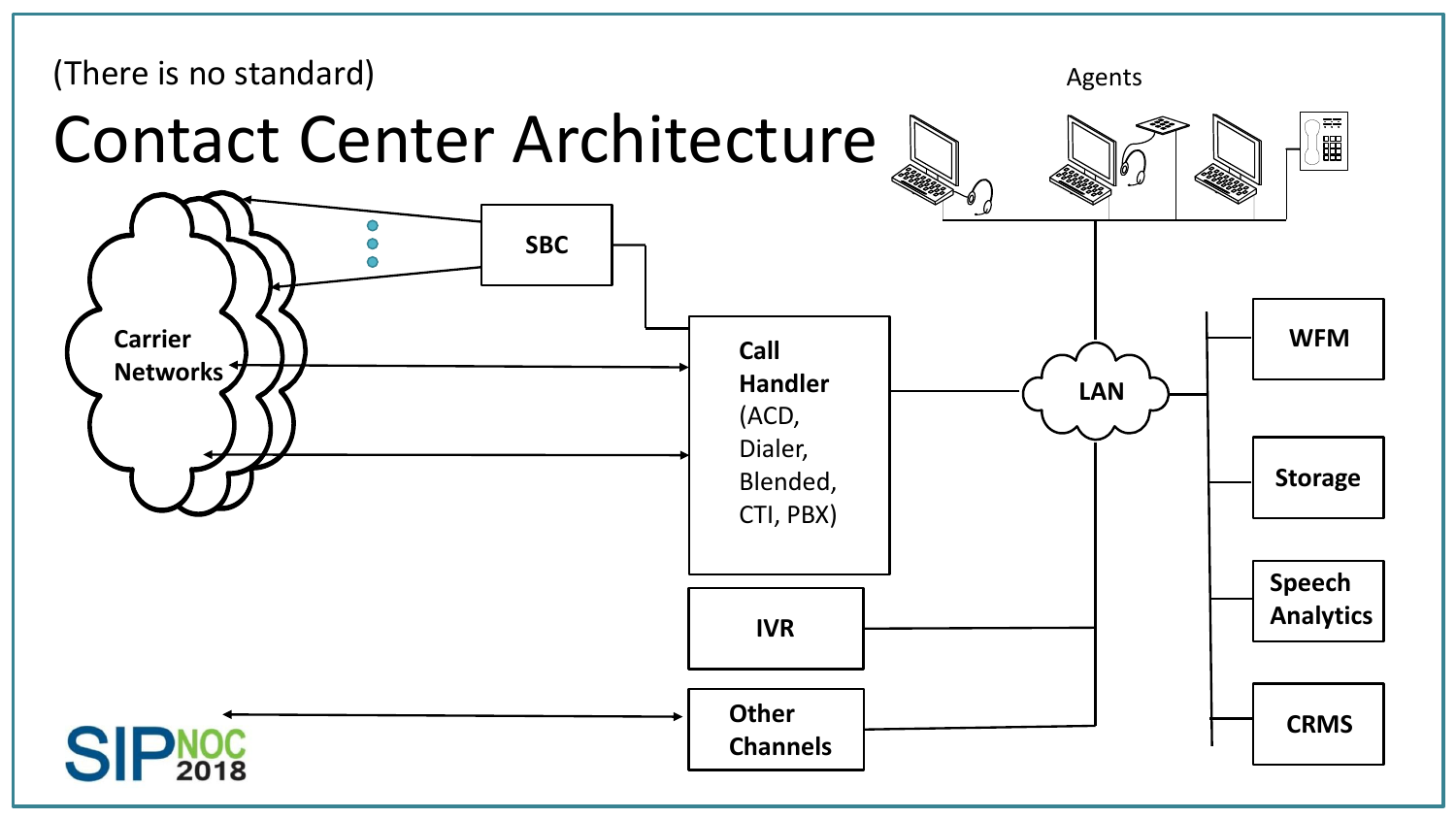(There is no standard)

# Contact Center Architecture

Agents

Carrier Networks

SBC

**Call Handler** (ACD, Dialer, Blended, CTI, PBX)

IVR

Other Channels

LAN

WFM

Storage

Speech Analytics

CRMS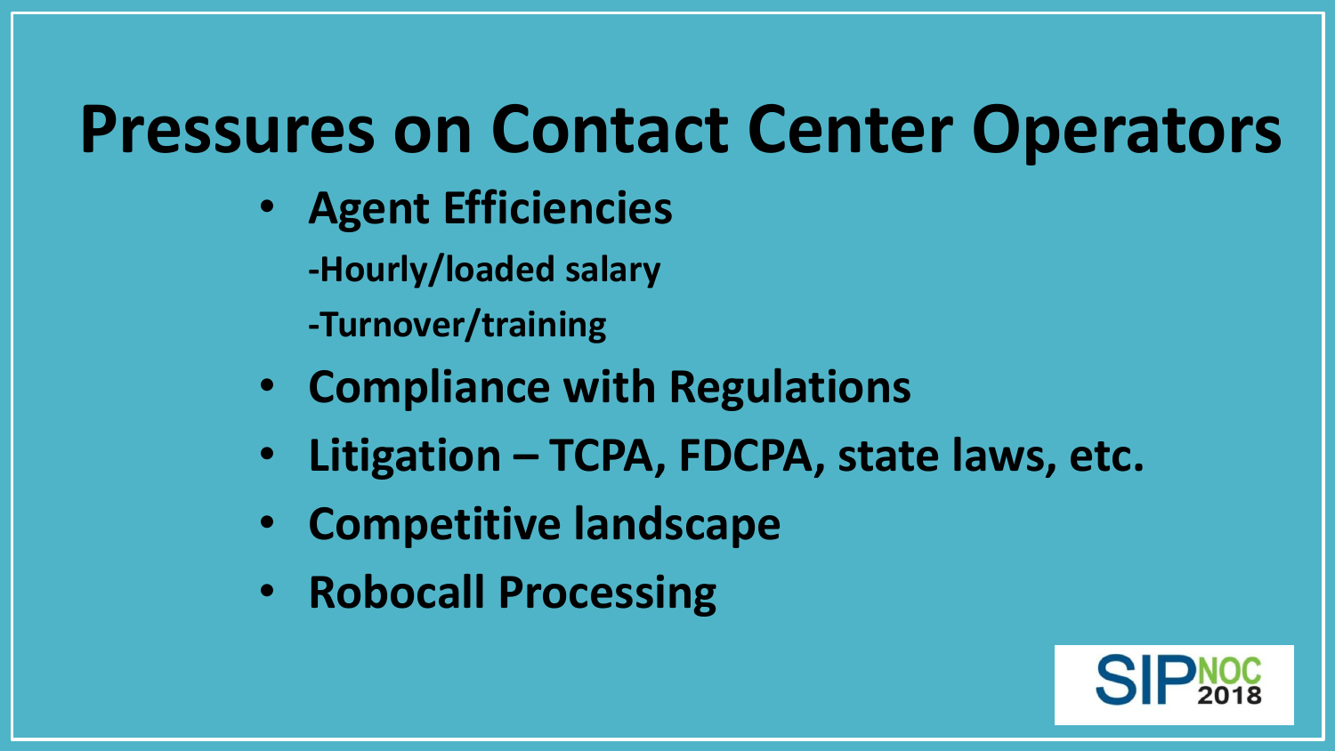# Pressures on Contact Center Operators

- **Agent Efficiencies**
  - **-Hourly/loaded salary**
  - **-Turnover/training**
- **Compliance with Regulations**
- **Litigation – TCPA, FDCPA, state laws, etc.**
- **Competitive landscape**
- **Robocall Processing**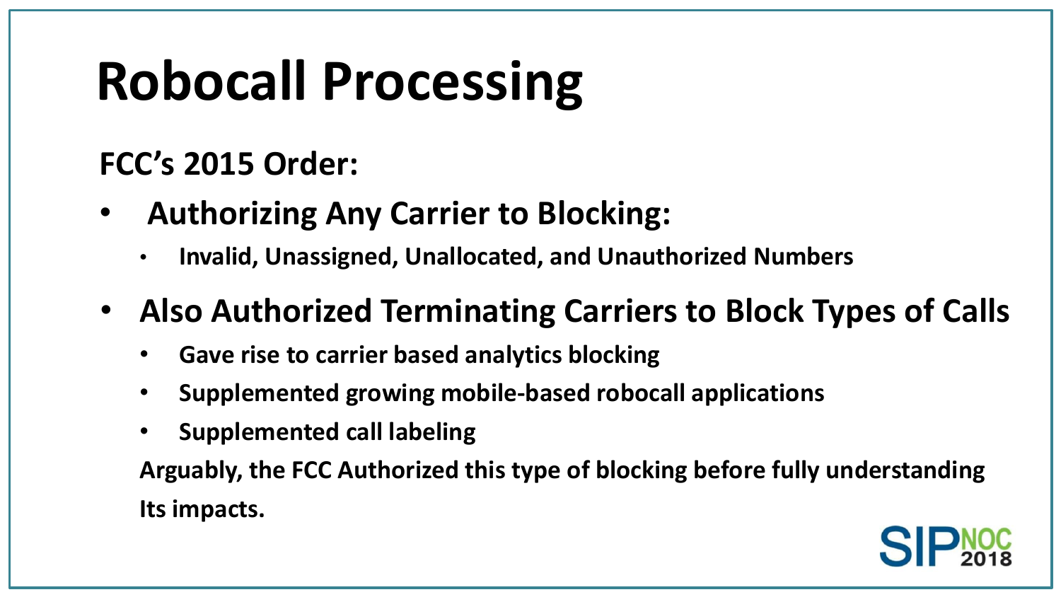# Robocall Processing

**FCC's 2015 Order:**

- **Authorizing Any Carrier to Blocking:**
  - **Invalid, Unassigned, Unallocated, and Unauthorized Numbers**
- **Also Authorized Terminating Carriers to Block Types of Calls**
  - **Gave rise to carrier based analytics blocking**
  - **Supplemented growing mobile-based robocall applications**
  - **Supplemented call labeling**

**Arguably, the FCC Authorized this type of blocking before fully understanding Its impacts.**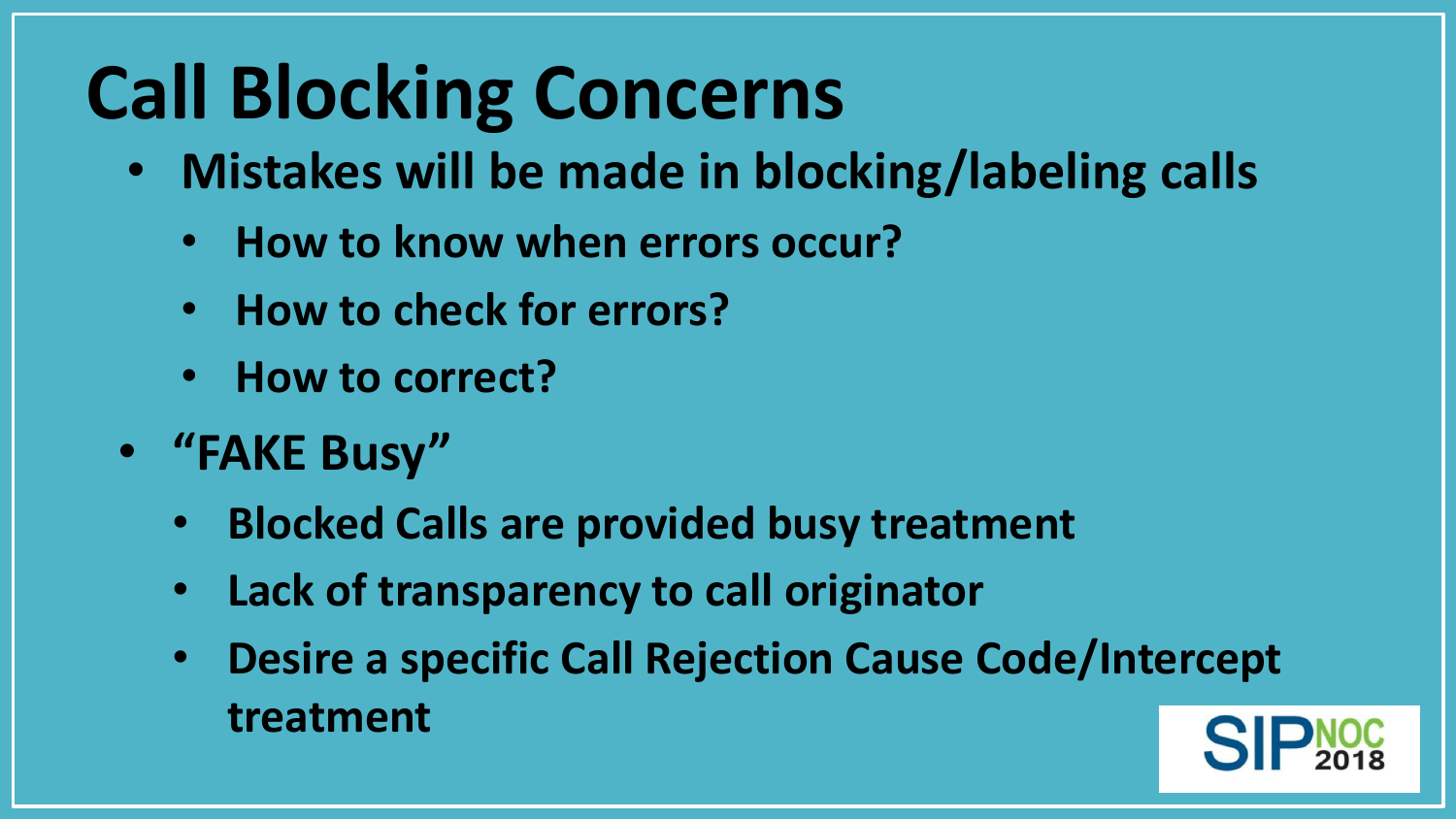# Call Blocking Concerns

- **Mistakes will be made in blocking/labeling calls**
  - **How to know when errors occur?**
  - **How to check for errors?**
  - **How to correct?**
- **"FAKE Busy"**
  - **Blocked Calls are provided busy treatment**
  - **Lack of transparency to call originator**
  - **Desire a specific Call Rejection Cause Code/Intercept treatment**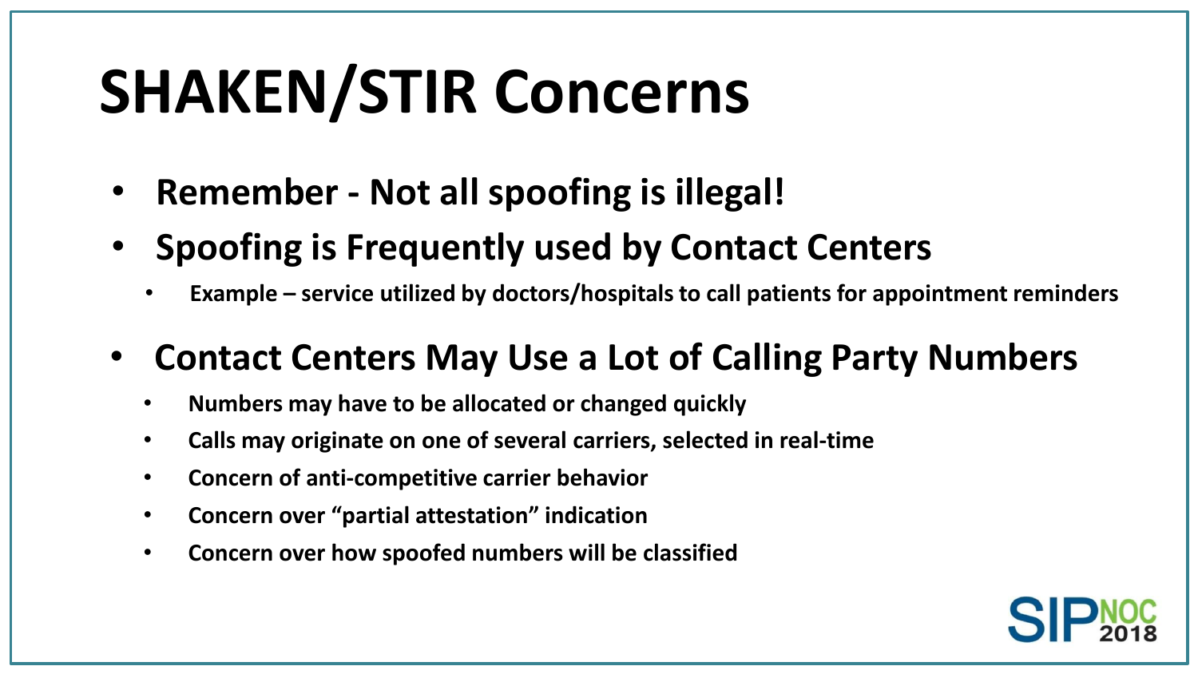# SHAKEN/STIR Concerns

- **Remember - Not all spoofing is illegal!**
- **Spoofing is Frequently used by Contact Centers**
  - **Example – service utilized by doctors/hospitals to call patients for appointment reminders**
- **Contact Centers May Use a Lot of Calling Party Numbers**
  - **Numbers may have to be allocated or changed quickly**
  - **Calls may originate on one of several carriers, selected in real-time**
  - **Concern of anti-competitive carrier behavior**
  - **Concern over "partial attestation" indication**
  - **Concern over how spoofed numbers will be classified**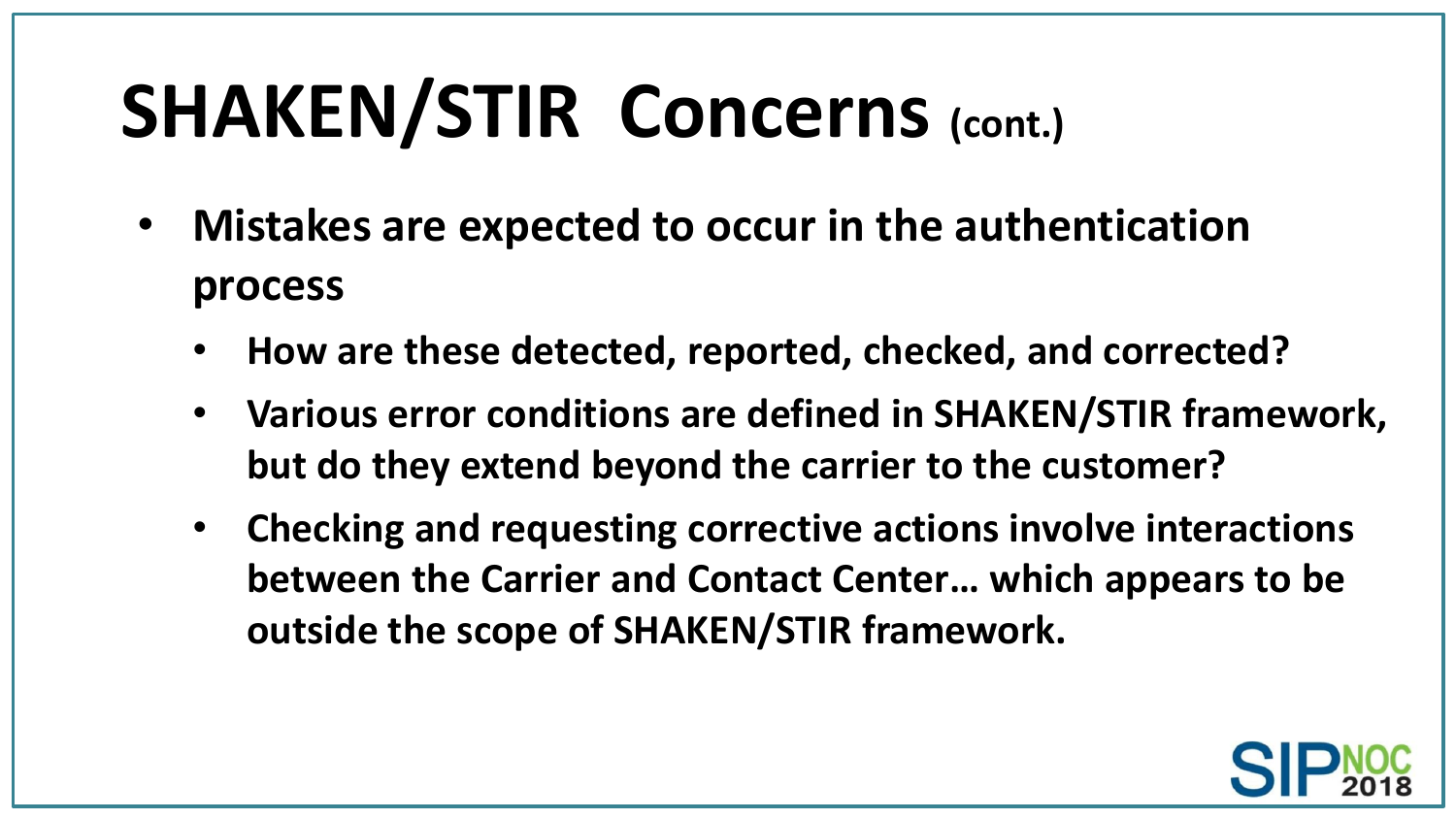# SHAKEN/STIR Concerns (cont.)

- **Mistakes are expected to occur in the authentication process**
  - **How are these detected, reported, checked, and corrected?**
  - **Various error conditions are defined in SHAKEN/STIR framework, but do they extend beyond the carrier to the customer?**
  - **Checking and requesting corrective actions involve interactions between the Carrier and Contact Center… which appears to be outside the scope of SHAKEN/STIR framework.**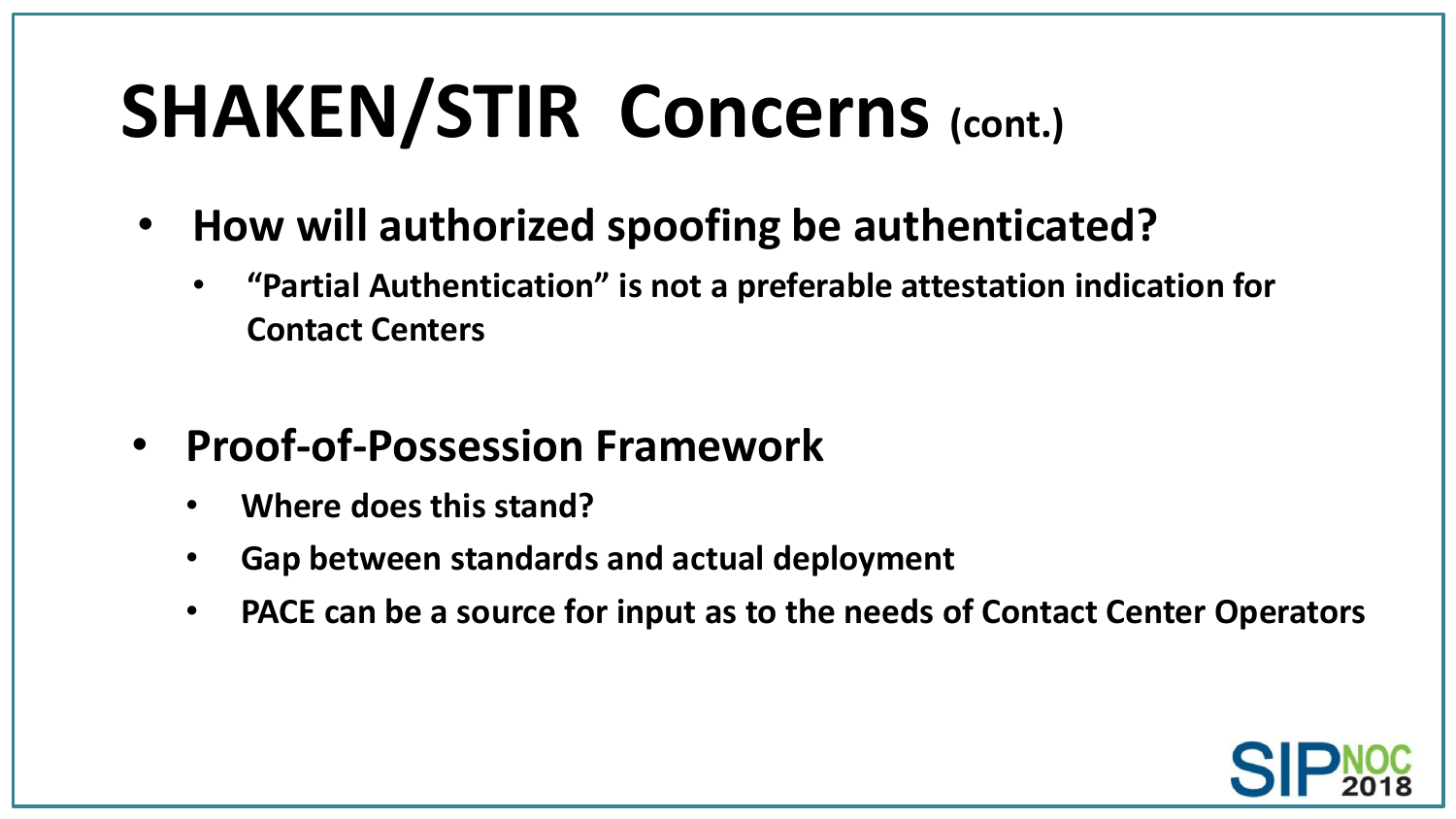# SHAKEN/STIR Concerns (cont.)

- **How will authorized spoofing be authenticated?**
  - **"Partial Authentication" is not a preferable attestation indication for Contact Centers**

- **Proof-of-Possession Framework**
  - **Where does this stand?**
  - **Gap between standards and actual deployment**
  - **PACE can be a source for input as to the needs of Contact Center Operators**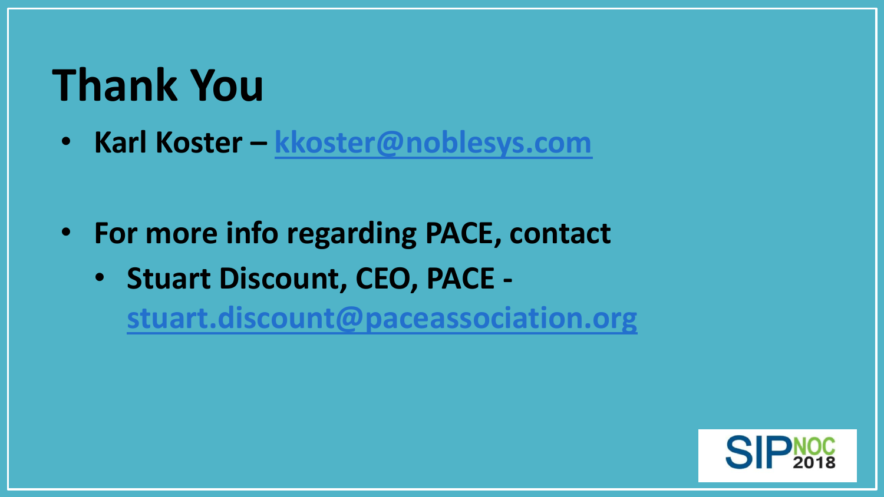# Thank You

- **Karl Koster – [kkoster@noblesys.com](mailto:kkoster@noblesys.com)**

- **For more info regarding PACE, contact**
  - **Stuart Discount, CEO, PACE - [stuart.discount@paceassociation.org](mailto:stuart.discount@paceassociation.org)**

SIP NOC 2018